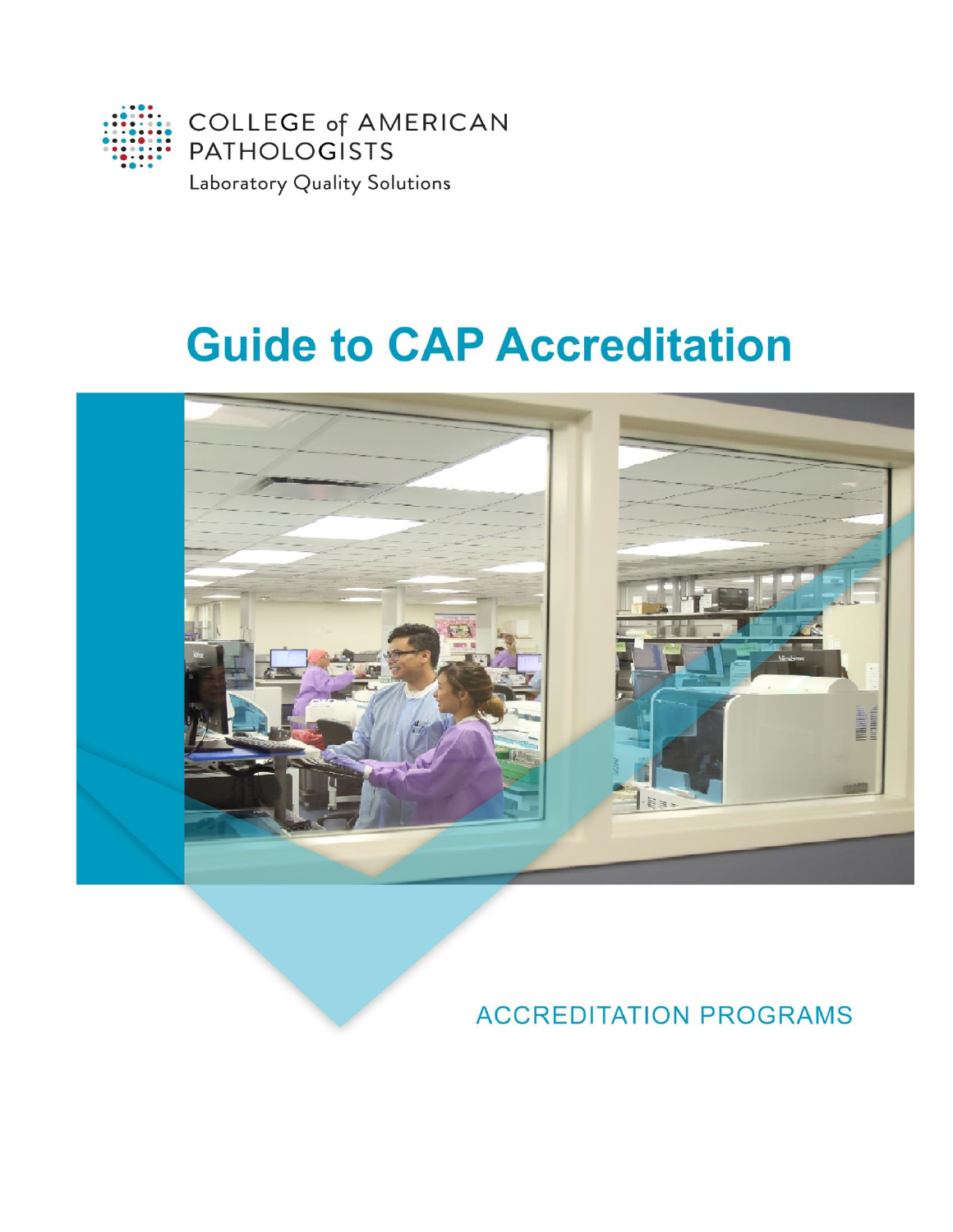COLLEGE of AMERICAN PATHOLOGISTS

Laboratory Quality Solutions

# Guide to CAP Accreditation

ACCREDITATION PROGRAMS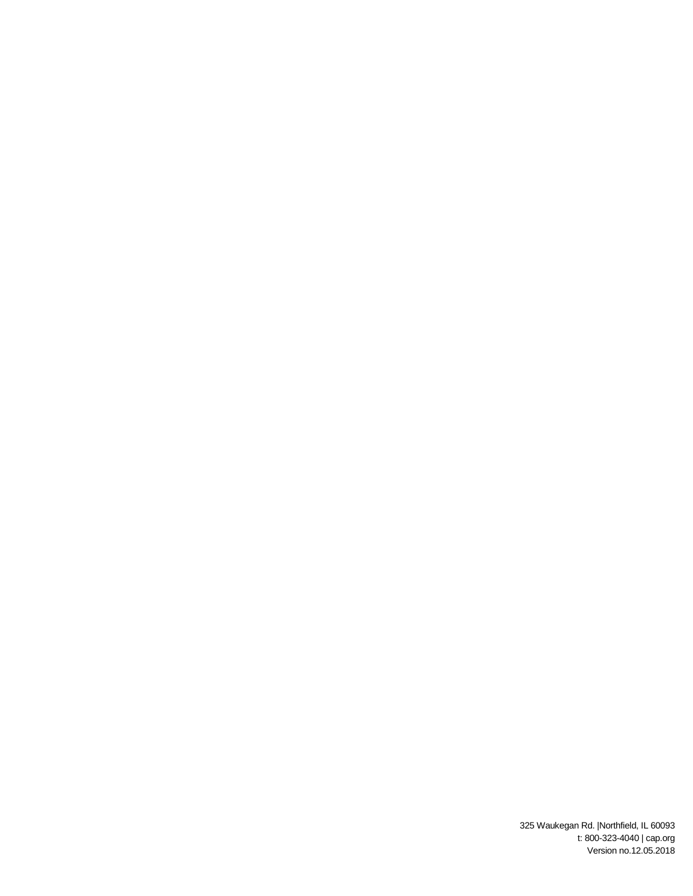325 Waukegan Rd. |Northfield, IL 60093
t: 800-323-4040 | cap.org
Version no.12.05.2018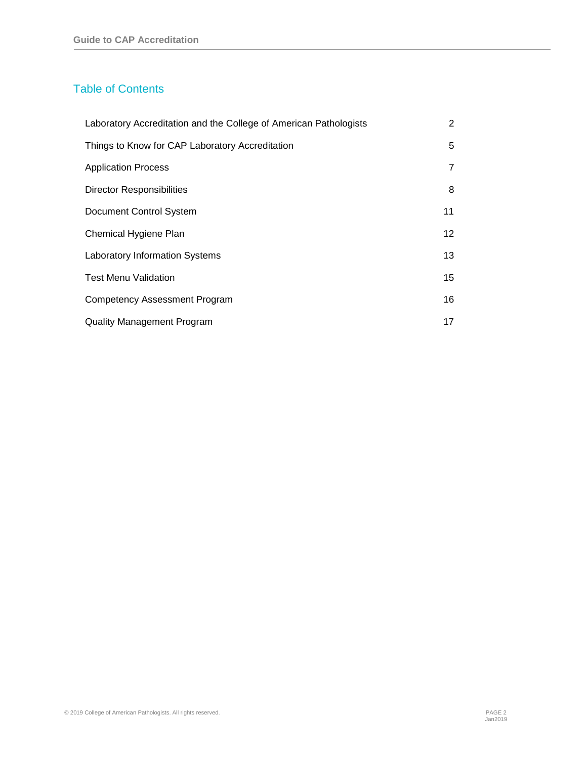## Table of Contents

| | |
|---|---|
| Laboratory Accreditation and the College of American Pathologists | 2 |
| Things to Know for CAP Laboratory Accreditation | 5 |
| Application Process | 7 |
| Director Responsibilities | 8 |
| Document Control System | 11 |
| Chemical Hygiene Plan | 12 |
| Laboratory Information Systems | 13 |
| Test Menu Validation | 15 |
| Competency Assessment Program | 16 |
| Quality Management Program | 17 |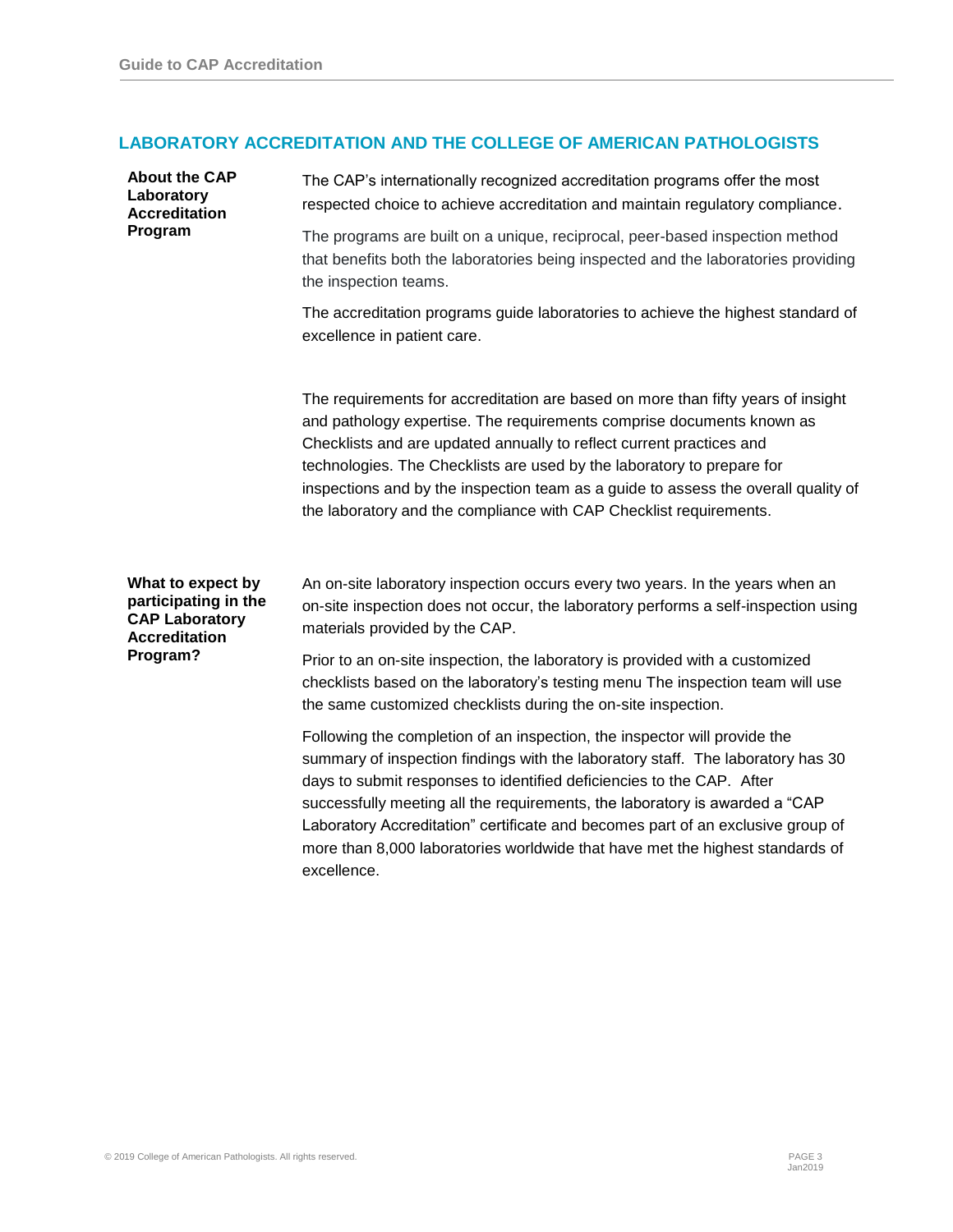## LABORATORY ACCREDITATION AND THE COLLEGE OF AMERICAN PATHOLOGISTS

### About the CAP Laboratory Accreditation Program

The CAP's internationally recognized accreditation programs offer the most respected choice to achieve accreditation and maintain regulatory compliance.

The programs are built on a unique, reciprocal, peer-based inspection method that benefits both the laboratories being inspected and the laboratories providing the inspection teams.

The accreditation programs guide laboratories to achieve the highest standard of excellence in patient care.

The requirements for accreditation are based on more than fifty years of insight and pathology expertise. The requirements comprise documents known as Checklists and are updated annually to reflect current practices and technologies. The Checklists are used by the laboratory to prepare for inspections and by the inspection team as a guide to assess the overall quality of the laboratory and the compliance with CAP Checklist requirements.

### What to expect by participating in the CAP Laboratory Accreditation Program?

An on-site laboratory inspection occurs every two years. In the years when an on-site inspection does not occur, the laboratory performs a self-inspection using materials provided by the CAP.

Prior to an on-site inspection, the laboratory is provided with a customized checklists based on the laboratory's testing menu The inspection team will use the same customized checklists during the on-site inspection.

Following the completion of an inspection, the inspector will provide the summary of inspection findings with the laboratory staff. The laboratory has 30 days to submit responses to identified deficiencies to the CAP. After successfully meeting all the requirements, the laboratory is awarded a "CAP Laboratory Accreditation" certificate and becomes part of an exclusive group of more than 8,000 laboratories worldwide that have met the highest standards of excellence.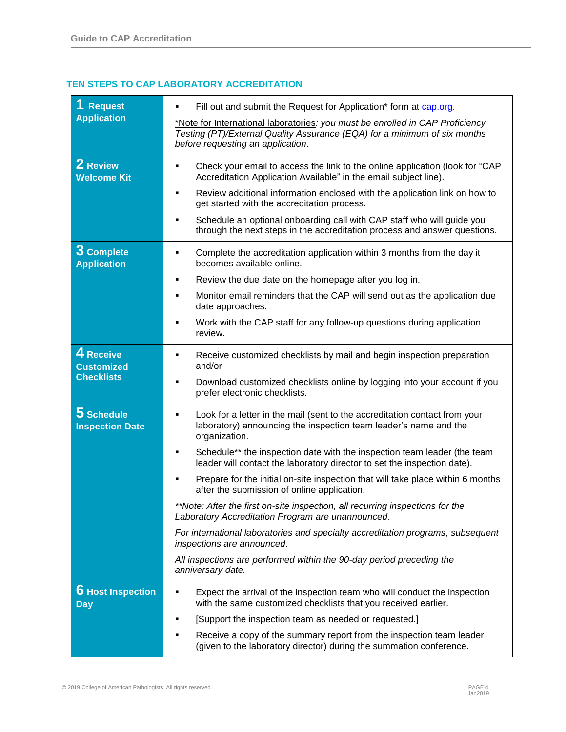## TEN STEPS TO CAP LABORATORY ACCREDITATION

| Step | Details |
|---|---|
| **1 Request Application** | ▪ Fill out and submit the Request for Application* form at cap.org.<br><br>*Note for International laboratories: *you must be enrolled in CAP Proficiency Testing (PT)/External Quality Assurance (EQA) for a minimum of six months before requesting an application*. |
| **2 Review Welcome Kit** | ▪ Check your email to access the link to the online application (look for "CAP Accreditation Application Available" in the email subject line).<br><br>▪ Review additional information enclosed with the application link on how to get started with the accreditation process.<br><br>▪ Schedule an optional onboarding call with CAP staff who will guide you through the next steps in the accreditation process and answer questions. |
| **3 Complete Application** | ▪ Complete the accreditation application within 3 months from the day it becomes available online.<br><br>▪ Review the due date on the homepage after you log in.<br><br>▪ Monitor email reminders that the CAP will send out as the application due date approaches.<br><br>▪ Work with the CAP staff for any follow-up questions during application review. |
| **4 Receive Customized Checklists** | ▪ Receive customized checklists by mail and begin inspection preparation and/or<br><br>▪ Download customized checklists online by logging into your account if you prefer electronic checklists. |
| **5 Schedule Inspection Date** | ▪ Look for a letter in the mail (sent to the accreditation contact from your laboratory) announcing the inspection team leader's name and the organization.<br><br>▪ Schedule** the inspection date with the inspection team leader (the team leader will contact the laboratory director to set the inspection date).<br><br>▪ Prepare for the initial on-site inspection that will take place within 6 months after the submission of online application.<br><br>*\*\*Note: After the first on-site inspection, all recurring inspections for the Laboratory Accreditation Program are unannounced.*<br><br>*For international laboratories and specialty accreditation programs, subsequent inspections are announced.*<br><br>*All inspections are performed within the 90-day period preceding the anniversary date.* |
| **6 Host Inspection Day** | ▪ Expect the arrival of the inspection team who will conduct the inspection with the same customized checklists that you received earlier.<br><br>▪ [Support the inspection team as needed or requested.]<br><br>▪ Receive a copy of the summary report from the inspection team leader (given to the laboratory director) during the summation conference. |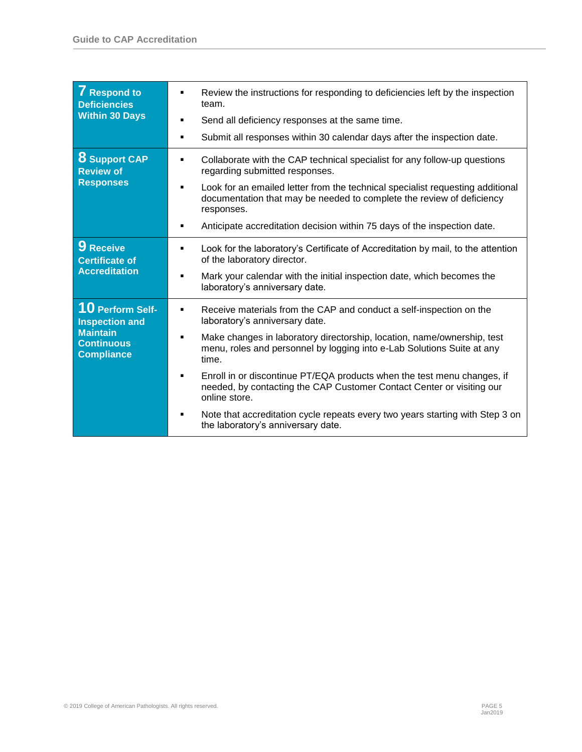| Step | Actions |
| --- | --- |
| **7 Respond to Deficiencies Within 30 Days** | ▪ Review the instructions for responding to deficiencies left by the inspection team.<br>▪ Send all deficiency responses at the same time.<br>▪ Submit all responses within 30 calendar days after the inspection date. |
| **8 Support CAP Review of Responses** | ▪ Collaborate with the CAP technical specialist for any follow-up questions regarding submitted responses.<br>▪ Look for an emailed letter from the technical specialist requesting additional documentation that may be needed to complete the review of deficiency responses.<br>▪ Anticipate accreditation decision within 75 days of the inspection date. |
| **9 Receive Certificate of Accreditation** | ▪ Look for the laboratory's Certificate of Accreditation by mail, to the attention of the laboratory director.<br>▪ Mark your calendar with the initial inspection date, which becomes the laboratory's anniversary date. |
| **10 Perform Self-Inspection and Maintain Continuous Compliance** | ▪ Receive materials from the CAP and conduct a self-inspection on the laboratory's anniversary date.<br>▪ Make changes in laboratory directorship, location, name/ownership, test menu, roles and personnel by logging into e-Lab Solutions Suite at any time.<br>▪ Enroll in or discontinue PT/EQA products when the test menu changes, if needed, by contacting the CAP Customer Contact Center or visiting our online store.<br>▪ Note that accreditation cycle repeats every two years starting with Step 3 on the laboratory's anniversary date. |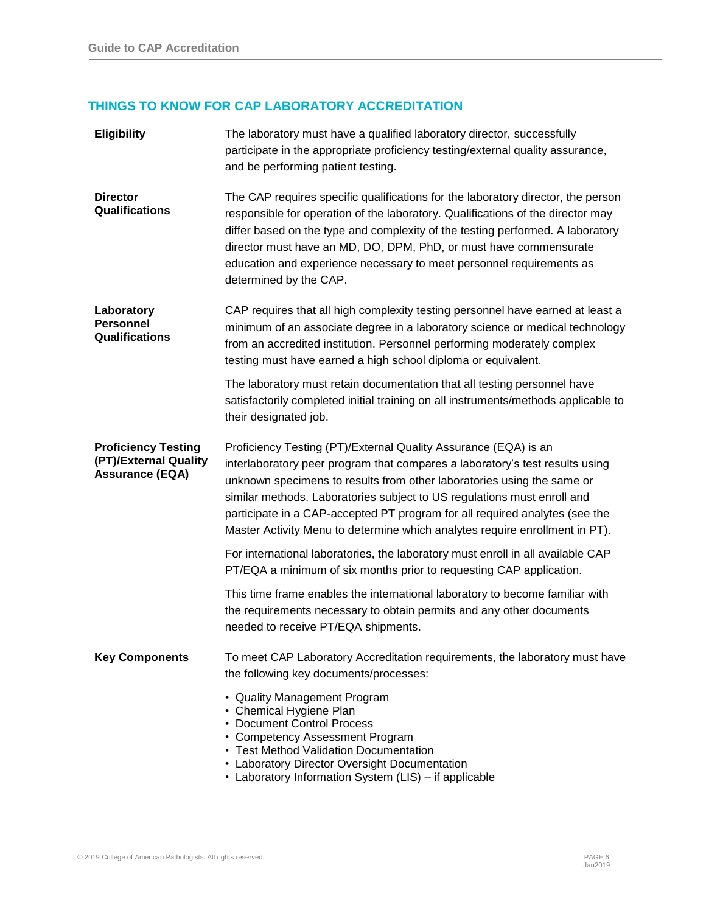## THINGS TO KNOW FOR CAP LABORATORY ACCREDITATION

**Eligibility**

The laboratory must have a qualified laboratory director, successfully participate in the appropriate proficiency testing/external quality assurance, and be performing patient testing.

**Director Qualifications**

The CAP requires specific qualifications for the laboratory director, the person responsible for operation of the laboratory. Qualifications of the director may differ based on the type and complexity of the testing performed. A laboratory director must have an MD, DO, DPM, PhD, or must have commensurate education and experience necessary to meet personnel requirements as determined by the CAP.

**Laboratory Personnel Qualifications**

CAP requires that all high complexity testing personnel have earned at least a minimum of an associate degree in a laboratory science or medical technology from an accredited institution. Personnel performing moderately complex testing must have earned a high school diploma or equivalent.

The laboratory must retain documentation that all testing personnel have satisfactorily completed initial training on all instruments/methods applicable to their designated job.

**Proficiency Testing (PT)/External Quality Assurance (EQA)**

Proficiency Testing (PT)/External Quality Assurance (EQA) is an interlaboratory peer program that compares a laboratory's test results using unknown specimens to results from other laboratories using the same or similar methods. Laboratories subject to US regulations must enroll and participate in a CAP-accepted PT program for all required analytes (see the Master Activity Menu to determine which analytes require enrollment in PT).

For international laboratories, the laboratory must enroll in all available CAP PT/EQA a minimum of six months prior to requesting CAP application.

This time frame enables the international laboratory to become familiar with the requirements necessary to obtain permits and any other documents needed to receive PT/EQA shipments.

**Key Components**

To meet CAP Laboratory Accreditation requirements, the laboratory must have the following key documents/processes:

- Quality Management Program
- Chemical Hygiene Plan
- Document Control Process
- Competency Assessment Program
- Test Method Validation Documentation
- Laboratory Director Oversight Documentation
- Laboratory Information System (LIS) – if applicable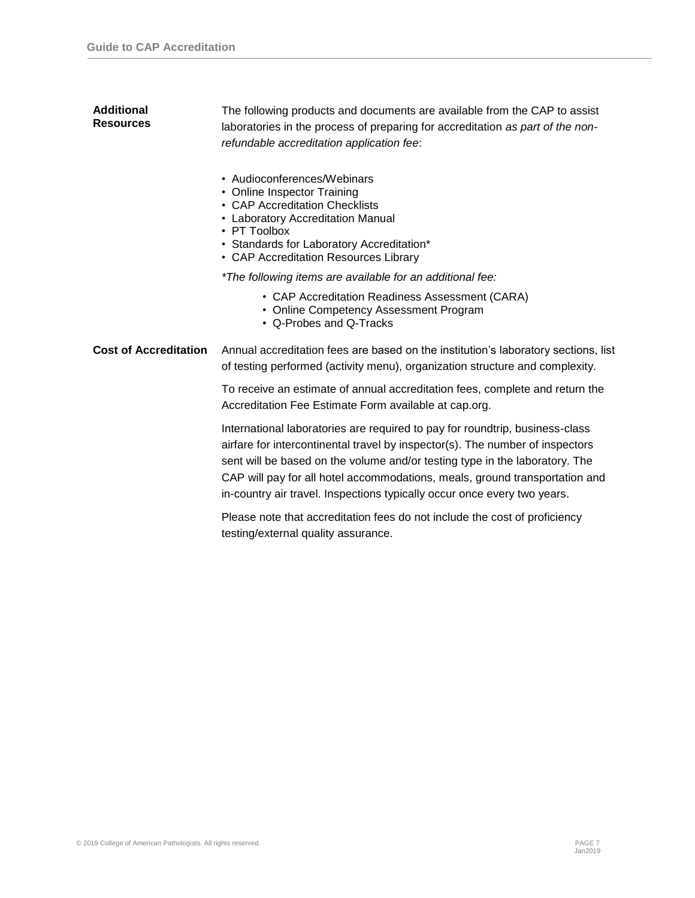## Additional Resources

The following products and documents are available from the CAP to assist laboratories in the process of preparing for accreditation *as part of the non-refundable accreditation application fee*:

- Audioconferences/Webinars
- Online Inspector Training
- CAP Accreditation Checklists
- Laboratory Accreditation Manual
- PT Toolbox
- Standards for Laboratory Accreditation*
- CAP Accreditation Resources Library

**The following items are available for an additional fee:*

- CAP Accreditation Readiness Assessment (CARA)
- Online Competency Assessment Program
- Q-Probes and Q-Tracks

## Cost of Accreditation

Annual accreditation fees are based on the institution's laboratory sections, list of testing performed (activity menu), organization structure and complexity.

To receive an estimate of annual accreditation fees, complete and return the Accreditation Fee Estimate Form available at cap.org.

International laboratories are required to pay for roundtrip, business-class airfare for intercontinental travel by inspector(s). The number of inspectors sent will be based on the volume and/or testing type in the laboratory. The CAP will pay for all hotel accommodations, meals, ground transportation and in-country air travel. Inspections typically occur once every two years.

Please note that accreditation fees do not include the cost of proficiency testing/external quality assurance.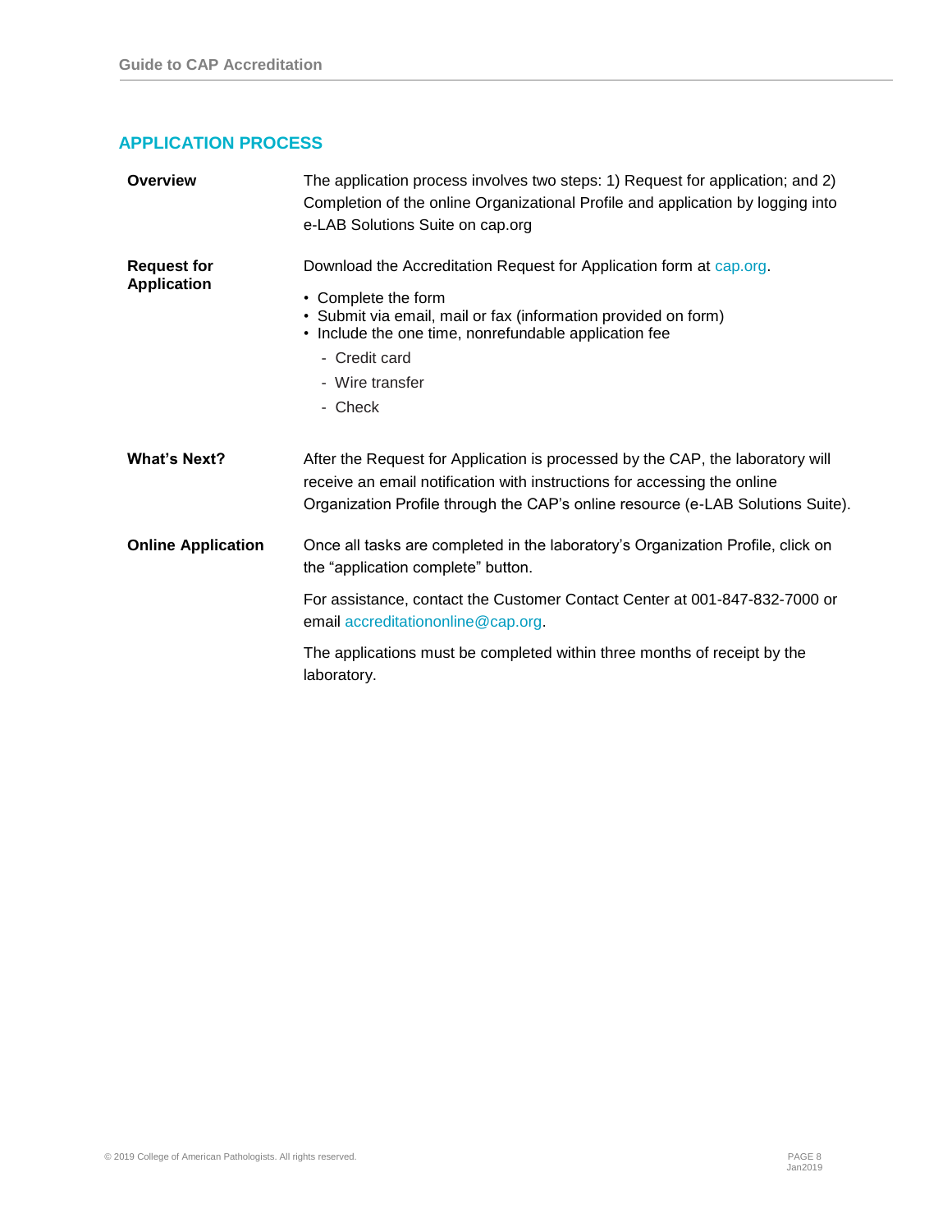## APPLICATION PROCESS

**Overview**

The application process involves two steps: 1) Request for application; and 2) Completion of the online Organizational Profile and application by logging into e-LAB Solutions Suite on cap.org

**Request for Application**

Download the Accreditation Request for Application form at cap.org.

- Complete the form
- Submit via email, mail or fax (information provided on form)
- Include the one time, nonrefundable application fee
  - Credit card
  - Wire transfer
  - Check

**What's Next?**

After the Request for Application is processed by the CAP, the laboratory will receive an email notification with instructions for accessing the online Organization Profile through the CAP's online resource (e-LAB Solutions Suite).

**Online Application**

Once all tasks are completed in the laboratory's Organization Profile, click on the "application complete" button.

For assistance, contact the Customer Contact Center at 001-847-832-7000 or email accreditationonline@cap.org.

The applications must be completed within three months of receipt by the laboratory.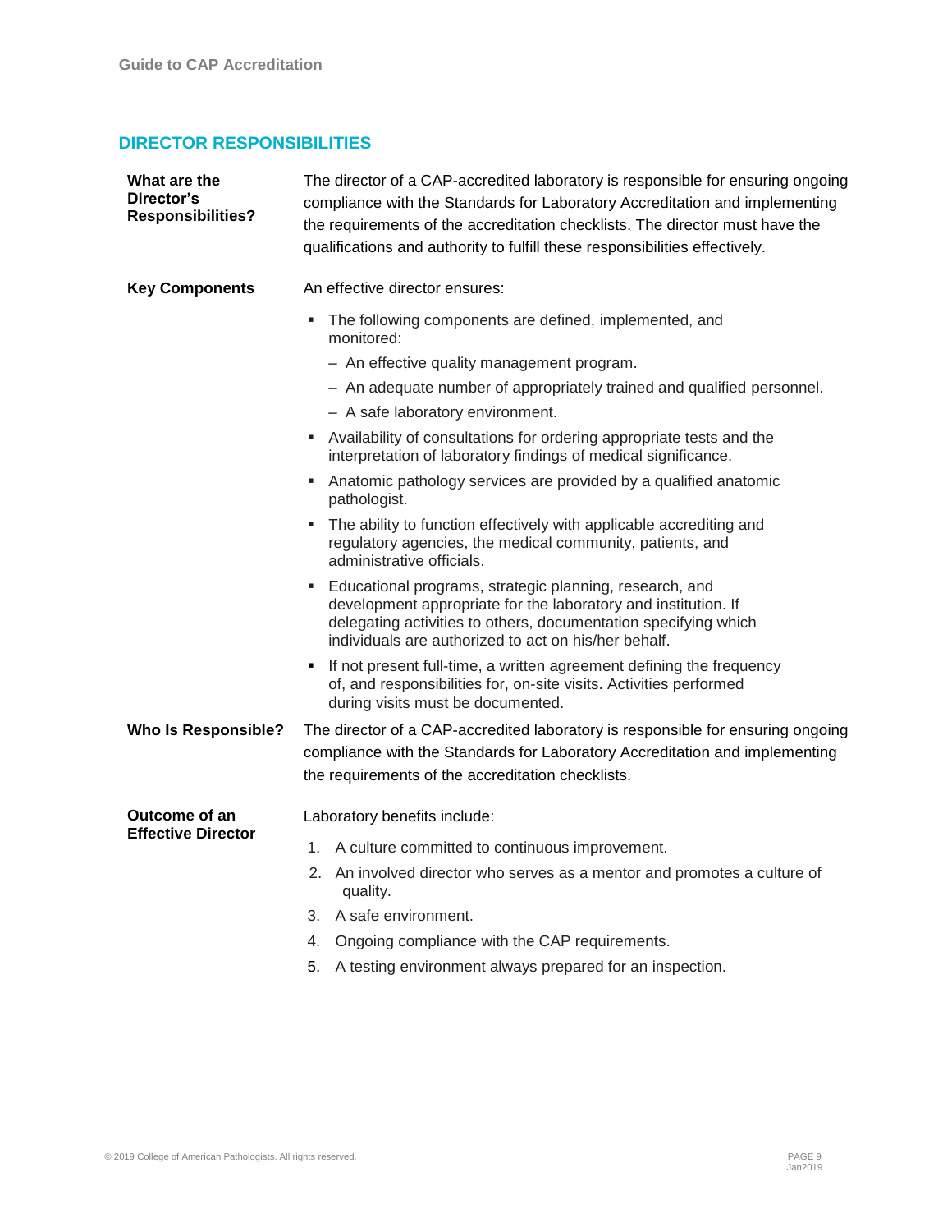## DIRECTOR RESPONSIBILITIES

**What are the Director's Responsibilities?**

The director of a CAP-accredited laboratory is responsible for ensuring ongoing compliance with the Standards for Laboratory Accreditation and implementing the requirements of the accreditation checklists. The director must have the qualifications and authority to fulfill these responsibilities effectively.

**Key Components**

An effective director ensures:

- The following components are defined, implemented, and monitored:
  - An effective quality management program.
  - An adequate number of appropriately trained and qualified personnel.
  - A safe laboratory environment.
- Availability of consultations for ordering appropriate tests and the interpretation of laboratory findings of medical significance.
- Anatomic pathology services are provided by a qualified anatomic pathologist.
- The ability to function effectively with applicable accrediting and regulatory agencies, the medical community, patients, and administrative officials.
- Educational programs, strategic planning, research, and development appropriate for the laboratory and institution. If delegating activities to others, documentation specifying which individuals are authorized to act on his/her behalf.
- If not present full-time, a written agreement defining the frequency of, and responsibilities for, on-site visits. Activities performed during visits must be documented.

**Who Is Responsible?**

The director of a CAP-accredited laboratory is responsible for ensuring ongoing compliance with the Standards for Laboratory Accreditation and implementing the requirements of the accreditation checklists.

**Outcome of an Effective Director**

Laboratory benefits include:

1. A culture committed to continuous improvement.
2. An involved director who serves as a mentor and promotes a culture of quality.
3. A safe environment.
4. Ongoing compliance with the CAP requirements.
5. A testing environment always prepared for an inspection.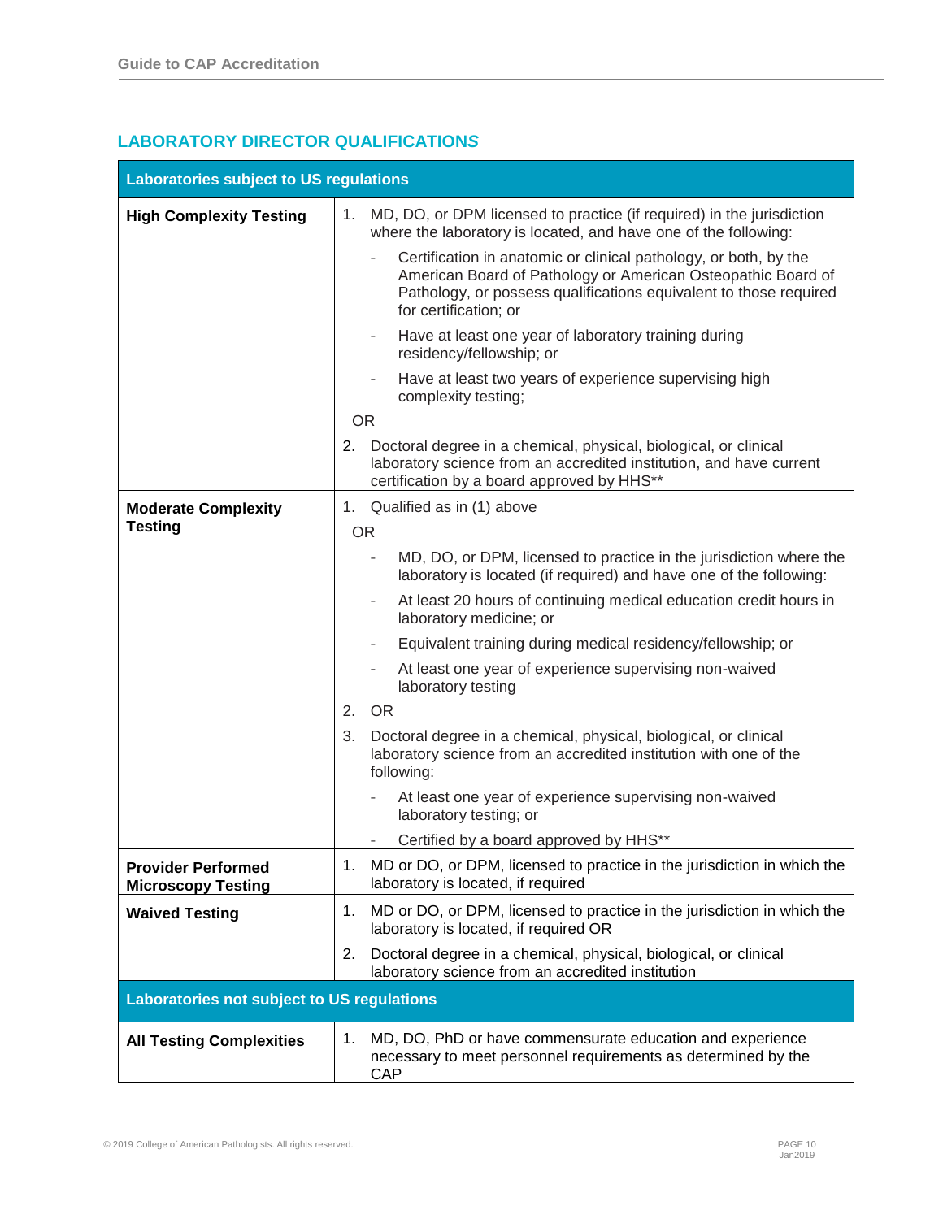## LABORATORY DIRECTOR QUALIFICATIONS

| Laboratories subject to US regulations | |
|---|---|
| **High Complexity Testing** | 1. MD, DO, or DPM licensed to practice (if required) in the jurisdiction where the laboratory is located, and have one of the following:<br>- Certification in anatomic or clinical pathology, or both, by the American Board of Pathology or American Osteopathic Board of Pathology, or possess qualifications equivalent to those required for certification; or<br>- Have at least one year of laboratory training during residency/fellowship; or<br>- Have at least two years of experience supervising high complexity testing;<br>OR<br>2. Doctoral degree in a chemical, physical, biological, or clinical laboratory science from an accredited institution, and have current certification by a board approved by HHS** |
| **Moderate Complexity Testing** | 1. Qualified as in (1) above<br>OR<br>- MD, DO, or DPM, licensed to practice in the jurisdiction where the laboratory is located (if required) and have one of the following:<br>- At least 20 hours of continuing medical education credit hours in laboratory medicine; or<br>- Equivalent training during medical residency/fellowship; or<br>- At least one year of experience supervising non-waived laboratory testing<br>2. OR<br>3. Doctoral degree in a chemical, physical, biological, or clinical laboratory science from an accredited institution with one of the following:<br>- At least one year of experience supervising non-waived laboratory testing; or<br>- Certified by a board approved by HHS** |
| **Provider Performed Microscopy Testing** | 1. MD or DO, or DPM, licensed to practice in the jurisdiction in which the laboratory is located, if required |
| **Waived Testing** | 1. MD or DO, or DPM, licensed to practice in the jurisdiction in which the laboratory is located, if required OR<br>2. Doctoral degree in a chemical, physical, biological, or clinical laboratory science from an accredited institution |
| **Laboratories not subject to US regulations** | |
| **All Testing Complexities** | 1. MD, DO, PhD or have commensurate education and experience necessary to meet personnel requirements as determined by the CAP |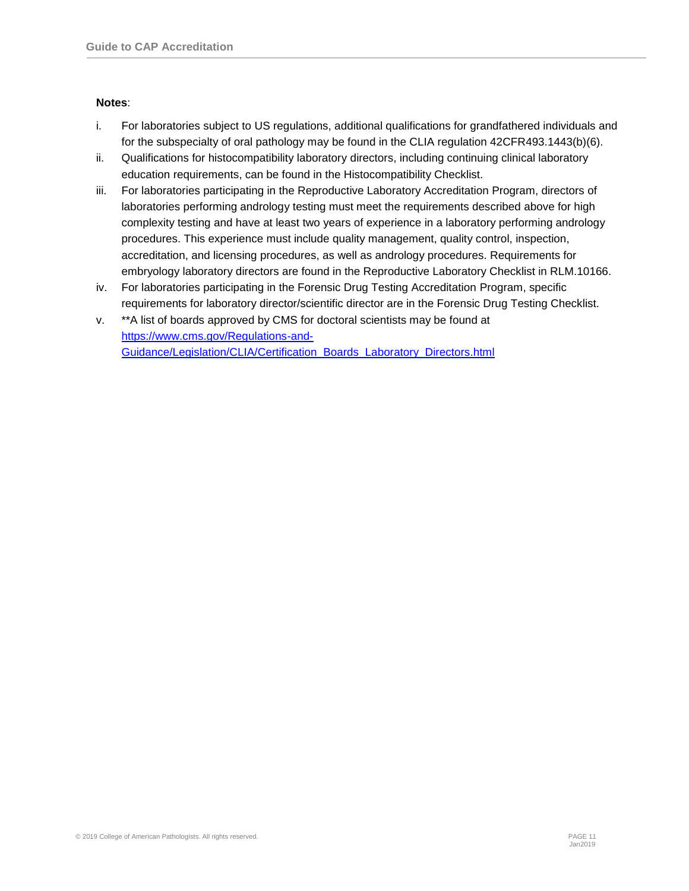**Notes**:

i. For laboratories subject to US regulations, additional qualifications for grandfathered individuals and for the subspecialty of oral pathology may be found in the CLIA regulation 42CFR493.1443(b)(6).

ii. Qualifications for histocompatibility laboratory directors, including continuing clinical laboratory education requirements, can be found in the Histocompatibility Checklist.

iii. For laboratories participating in the Reproductive Laboratory Accreditation Program, directors of laboratories performing andrology testing must meet the requirements described above for high complexity testing and have at least two years of experience in a laboratory performing andrology procedures. This experience must include quality management, quality control, inspection, accreditation, and licensing procedures, as well as andrology procedures. Requirements for embryology laboratory directors are found in the Reproductive Laboratory Checklist in RLM.10166.

iv. For laboratories participating in the Forensic Drug Testing Accreditation Program, specific requirements for laboratory director/scientific director are in the Forensic Drug Testing Checklist.

v. **A list of boards approved by CMS for doctoral scientists may be found at [https://www.cms.gov/Regulations-and-Guidance/Legislation/CLIA/Certification_Boards_Laboratory_Directors.html](https://www.cms.gov/Regulations-and-Guidance/Legislation/CLIA/Certification_Boards_Laboratory_Directors.html)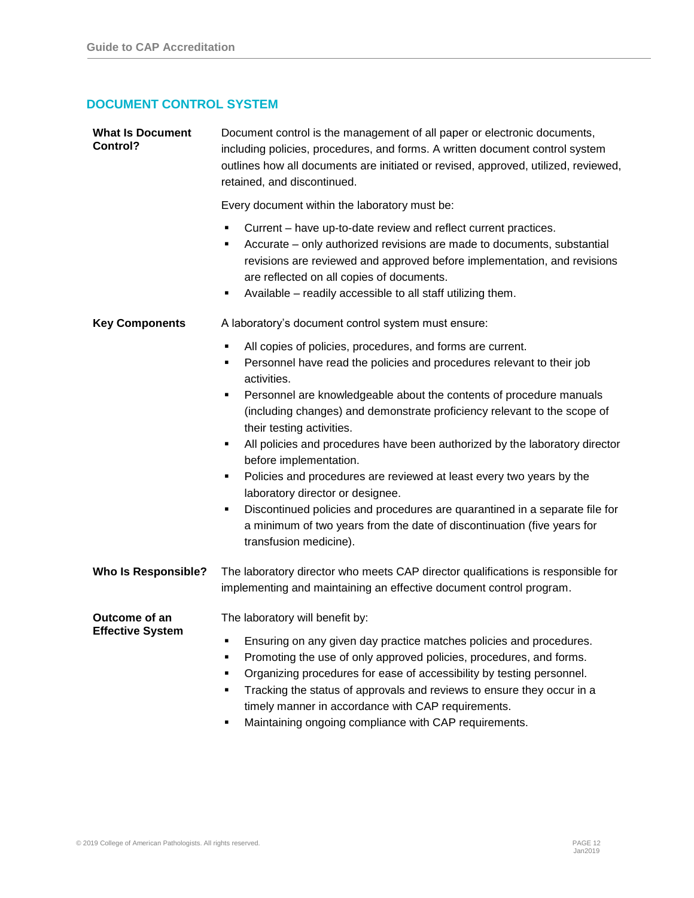## DOCUMENT CONTROL SYSTEM

**What Is Document Control?**

Document control is the management of all paper or electronic documents, including policies, procedures, and forms. A written document control system outlines how all documents are initiated or revised, approved, utilized, reviewed, retained, and discontinued.

Every document within the laboratory must be:

- Current – have up-to-date review and reflect current practices.
- Accurate – only authorized revisions are made to documents, substantial revisions are reviewed and approved before implementation, and revisions are reflected on all copies of documents.
- Available – readily accessible to all staff utilizing them.

**Key Components**

A laboratory's document control system must ensure:

- All copies of policies, procedures, and forms are current.
- Personnel have read the policies and procedures relevant to their job activities.
- Personnel are knowledgeable about the contents of procedure manuals (including changes) and demonstrate proficiency relevant to the scope of their testing activities.
- All policies and procedures have been authorized by the laboratory director before implementation.
- Policies and procedures are reviewed at least every two years by the laboratory director or designee.
- Discontinued policies and procedures are quarantined in a separate file for a minimum of two years from the date of discontinuation (five years for transfusion medicine).

**Who Is Responsible?**

The laboratory director who meets CAP director qualifications is responsible for implementing and maintaining an effective document control program.

**Outcome of an Effective System**

The laboratory will benefit by:

- Ensuring on any given day practice matches policies and procedures.
- Promoting the use of only approved policies, procedures, and forms.
- Organizing procedures for ease of accessibility by testing personnel.
- Tracking the status of approvals and reviews to ensure they occur in a timely manner in accordance with CAP requirements.
- Maintaining ongoing compliance with CAP requirements.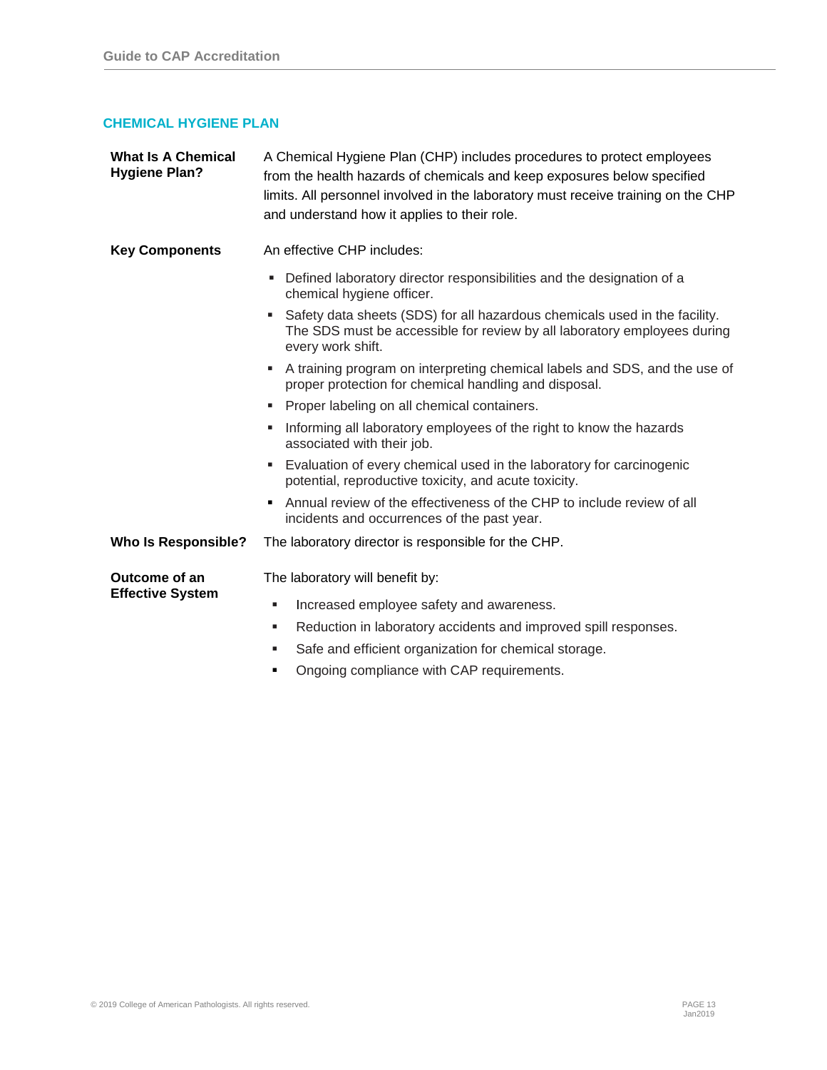## CHEMICAL HYGIENE PLAN

**What Is A Chemical Hygiene Plan?**

A Chemical Hygiene Plan (CHP) includes procedures to protect employees from the health hazards of chemicals and keep exposures below specified limits. All personnel involved in the laboratory must receive training on the CHP and understand how it applies to their role.

**Key Components**

An effective CHP includes:

- Defined laboratory director responsibilities and the designation of a chemical hygiene officer.
- Safety data sheets (SDS) for all hazardous chemicals used in the facility. The SDS must be accessible for review by all laboratory employees during every work shift.
- A training program on interpreting chemical labels and SDS, and the use of proper protection for chemical handling and disposal.
- Proper labeling on all chemical containers.
- Informing all laboratory employees of the right to know the hazards associated with their job.
- Evaluation of every chemical used in the laboratory for carcinogenic potential, reproductive toxicity, and acute toxicity.
- Annual review of the effectiveness of the CHP to include review of all incidents and occurrences of the past year.

**Who Is Responsible?**

The laboratory director is responsible for the CHP.

**Outcome of an Effective System**

The laboratory will benefit by:

- Increased employee safety and awareness.
- Reduction in laboratory accidents and improved spill responses.
- Safe and efficient organization for chemical storage.
- Ongoing compliance with CAP requirements.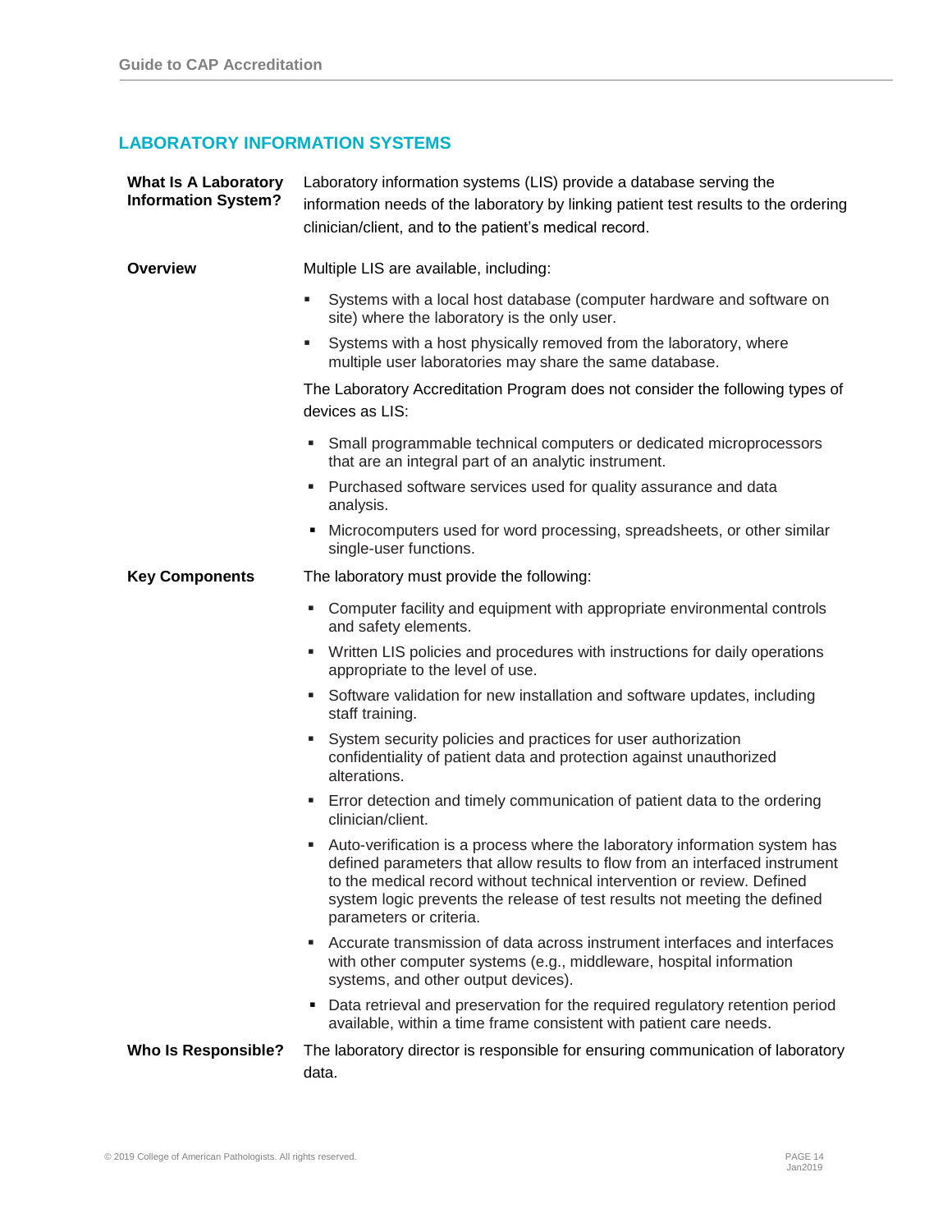## LABORATORY INFORMATION SYSTEMS

**What Is A Laboratory Information System?**

Laboratory information systems (LIS) provide a database serving the information needs of the laboratory by linking patient test results to the ordering clinician/client, and to the patient's medical record.

**Overview**

Multiple LIS are available, including:

- Systems with a local host database (computer hardware and software on site) where the laboratory is the only user.
- Systems with a host physically removed from the laboratory, where multiple user laboratories may share the same database.

The Laboratory Accreditation Program does not consider the following types of devices as LIS:

- Small programmable technical computers or dedicated microprocessors that are an integral part of an analytic instrument.
- Purchased software services used for quality assurance and data analysis.
- Microcomputers used for word processing, spreadsheets, or other similar single-user functions.

**Key Components**

The laboratory must provide the following:

- Computer facility and equipment with appropriate environmental controls and safety elements.
- Written LIS policies and procedures with instructions for daily operations appropriate to the level of use.
- Software validation for new installation and software updates, including staff training.
- System security policies and practices for user authorization confidentiality of patient data and protection against unauthorized alterations.
- Error detection and timely communication of patient data to the ordering clinician/client.
- Auto-verification is a process where the laboratory information system has defined parameters that allow results to flow from an interfaced instrument to the medical record without technical intervention or review. Defined system logic prevents the release of test results not meeting the defined parameters or criteria.
- Accurate transmission of data across instrument interfaces and interfaces with other computer systems (e.g., middleware, hospital information systems, and other output devices).
- Data retrieval and preservation for the required regulatory retention period available, within a time frame consistent with patient care needs.

**Who Is Responsible?**

The laboratory director is responsible for ensuring communication of laboratory data.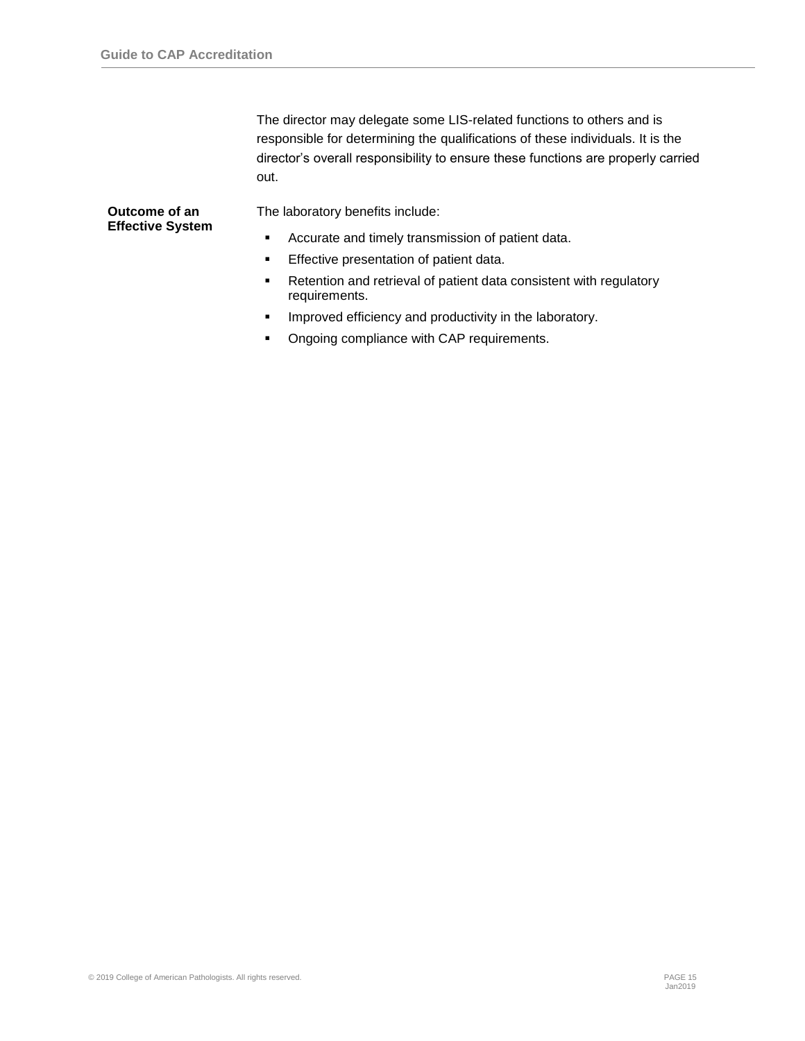The director may delegate some LIS-related functions to others and is responsible for determining the qualifications of these individuals. It is the director's overall responsibility to ensure these functions are properly carried out.

**Outcome of an Effective System**

The laboratory benefits include:

- Accurate and timely transmission of patient data.
- Effective presentation of patient data.
- Retention and retrieval of patient data consistent with regulatory requirements.
- Improved efficiency and productivity in the laboratory.
- Ongoing compliance with CAP requirements.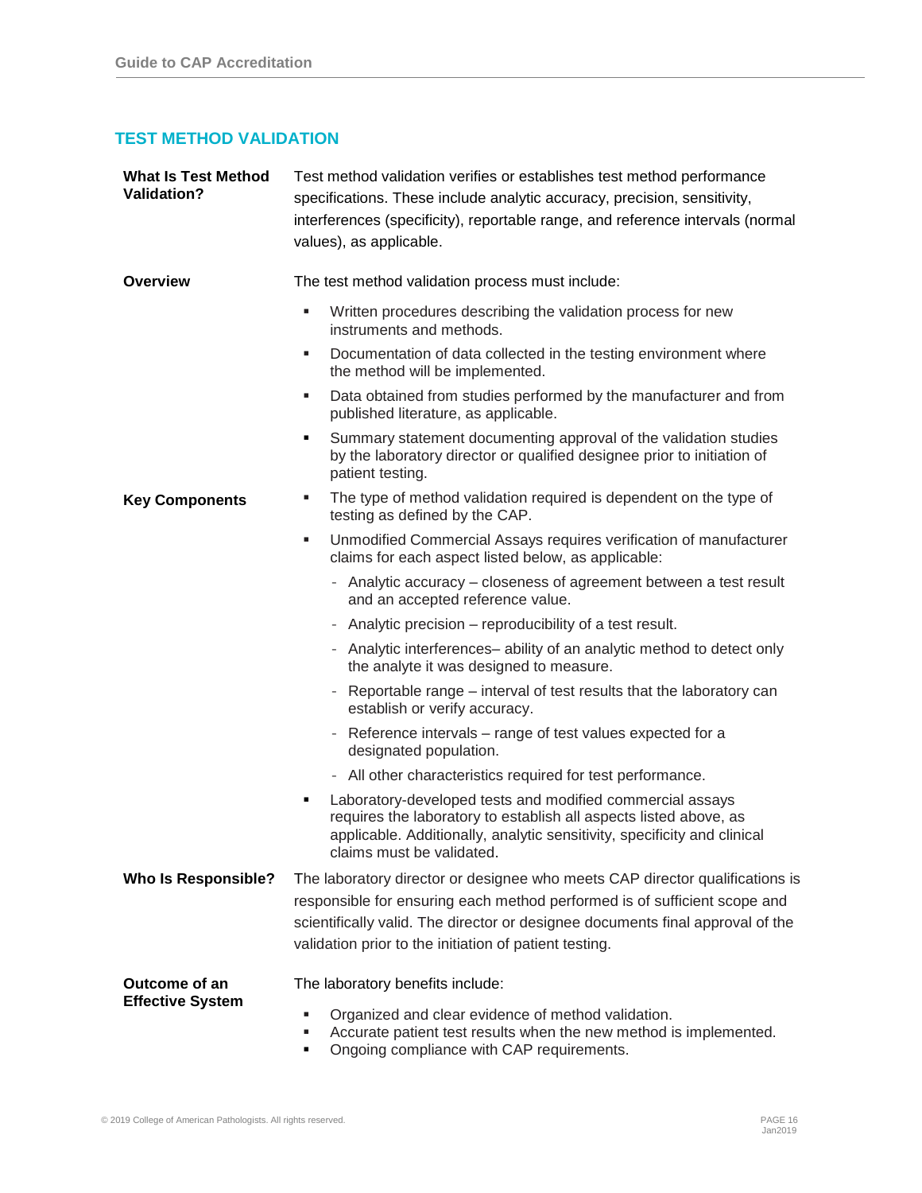## TEST METHOD VALIDATION

**What Is Test Method Validation?**

Test method validation verifies or establishes test method performance specifications. These include analytic accuracy, precision, sensitivity, interferences (specificity), reportable range, and reference intervals (normal values), as applicable.

**Overview**

The test method validation process must include:

- Written procedures describing the validation process for new instruments and methods.
- Documentation of data collected in the testing environment where the method will be implemented.
- Data obtained from studies performed by the manufacturer and from published literature, as applicable.
- Summary statement documenting approval of the validation studies by the laboratory director or qualified designee prior to initiation of patient testing.

**Key Components**

- The type of method validation required is dependent on the type of testing as defined by the CAP.
- Unmodified Commercial Assays requires verification of manufacturer claims for each aspect listed below, as applicable:
  - Analytic accuracy – closeness of agreement between a test result and an accepted reference value.
  - Analytic precision – reproducibility of a test result.
  - Analytic interferences– ability of an analytic method to detect only the analyte it was designed to measure.
  - Reportable range – interval of test results that the laboratory can establish or verify accuracy.
  - Reference intervals – range of test values expected for a designated population.
  - All other characteristics required for test performance.
- Laboratory-developed tests and modified commercial assays requires the laboratory to establish all aspects listed above, as applicable. Additionally, analytic sensitivity, specificity and clinical claims must be validated.

**Who Is Responsible?**

The laboratory director or designee who meets CAP director qualifications is responsible for ensuring each method performed is of sufficient scope and scientifically valid. The director or designee documents final approval of the validation prior to the initiation of patient testing.

**Outcome of an Effective System**

The laboratory benefits include:

- Organized and clear evidence of method validation.
- Accurate patient test results when the new method is implemented.
- Ongoing compliance with CAP requirements.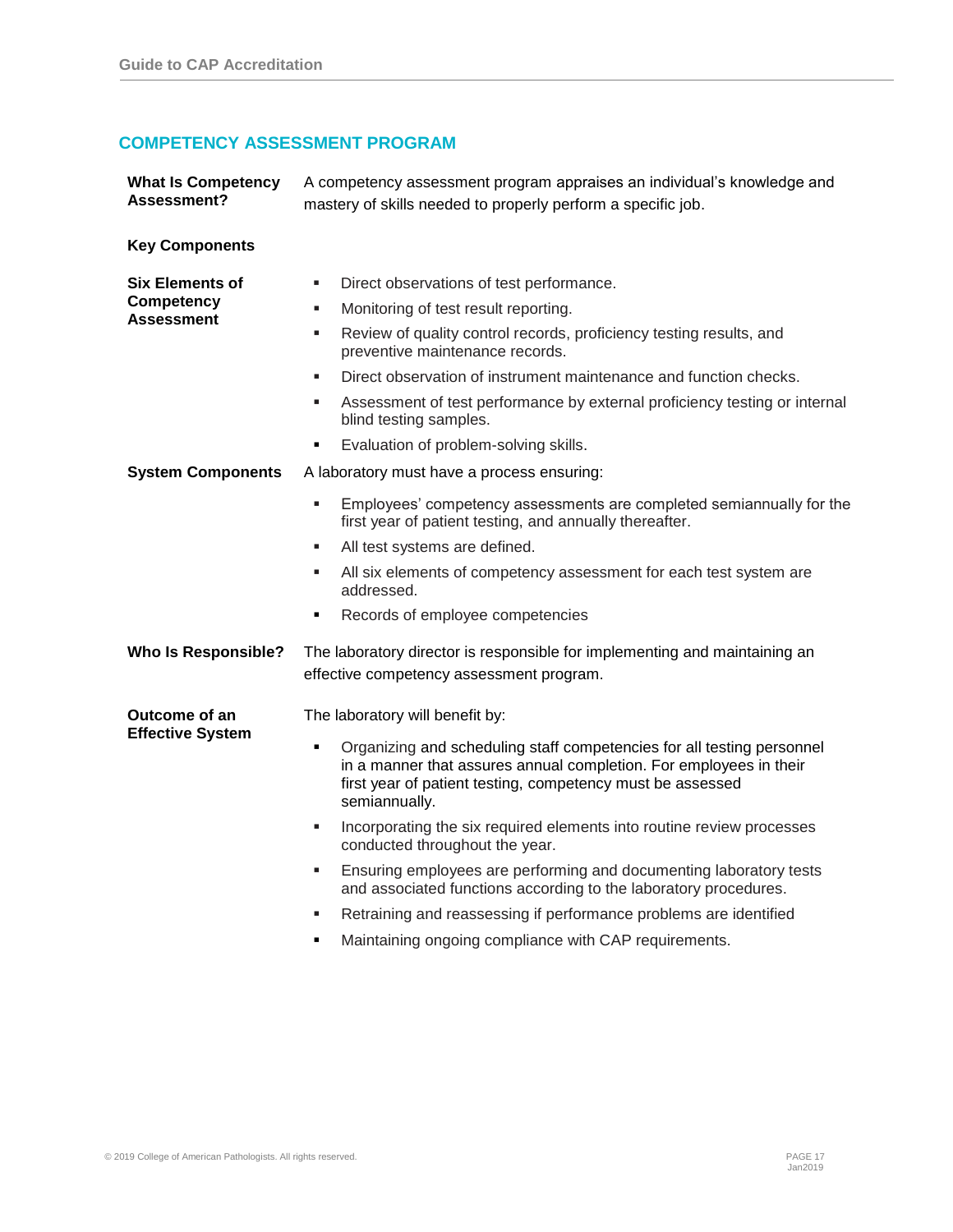## COMPETENCY ASSESSMENT PROGRAM

**What Is Competency Assessment?**

A competency assessment program appraises an individual's knowledge and mastery of skills needed to properly perform a specific job.

**Key Components**

**Six Elements of Competency Assessment**

- Direct observations of test performance.
- Monitoring of test result reporting.
- Review of quality control records, proficiency testing results, and preventive maintenance records.
- Direct observation of instrument maintenance and function checks.
- Assessment of test performance by external proficiency testing or internal blind testing samples.
- Evaluation of problem-solving skills.

**System Components**

A laboratory must have a process ensuring:

- Employees' competency assessments are completed semiannually for the first year of patient testing, and annually thereafter.
- All test systems are defined.
- All six elements of competency assessment for each test system are addressed.
- Records of employee competencies

**Who Is Responsible?**

The laboratory director is responsible for implementing and maintaining an effective competency assessment program.

**Outcome of an Effective System**

The laboratory will benefit by:

- Organizing and scheduling staff competencies for all testing personnel in a manner that assures annual completion. For employees in their first year of patient testing, competency must be assessed semiannually.
- Incorporating the six required elements into routine review processes conducted throughout the year.
- Ensuring employees are performing and documenting laboratory tests and associated functions according to the laboratory procedures.
- Retraining and reassessing if performance problems are identified
- Maintaining ongoing compliance with CAP requirements.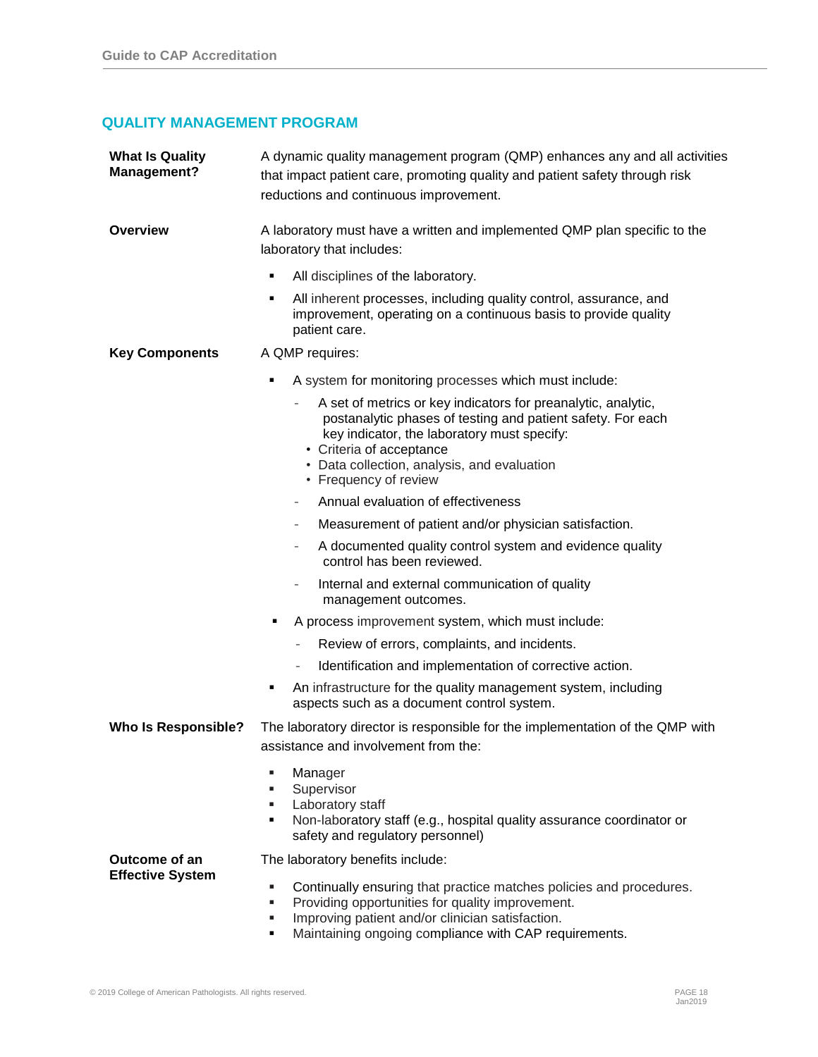## QUALITY MANAGEMENT PROGRAM

**What Is Quality Management?**

A dynamic quality management program (QMP) enhances any and all activities that impact patient care, promoting quality and patient safety through risk reductions and continuous improvement.

**Overview**

A laboratory must have a written and implemented QMP plan specific to the laboratory that includes:

- All disciplines of the laboratory.
- All inherent processes, including quality control, assurance, and improvement, operating on a continuous basis to provide quality patient care.

**Key Components**

A QMP requires:

- A system for monitoring processes which must include:
  - A set of metrics or key indicators for preanalytic, analytic, postanalytic phases of testing and patient safety. For each key indicator, the laboratory must specify:
    - Criteria of acceptance
    - Data collection, analysis, and evaluation
    - Frequency of review
  - Annual evaluation of effectiveness
  - Measurement of patient and/or physician satisfaction.
  - A documented quality control system and evidence quality control has been reviewed.
  - Internal and external communication of quality management outcomes.
- A process improvement system, which must include:
  - Review of errors, complaints, and incidents.
  - Identification and implementation of corrective action.
- An infrastructure for the quality management system, including aspects such as a document control system.

**Who Is Responsible?**

The laboratory director is responsible for the implementation of the QMP with assistance and involvement from the:

- Manager
- Supervisor
- Laboratory staff
- Non-laboratory staff (e.g., hospital quality assurance coordinator or safety and regulatory personnel)

**Outcome of an Effective System**

The laboratory benefits include:

- Continually ensuring that practice matches policies and procedures.
- Providing opportunities for quality improvement.
- Improving patient and/or clinician satisfaction.
- Maintaining ongoing compliance with CAP requirements.